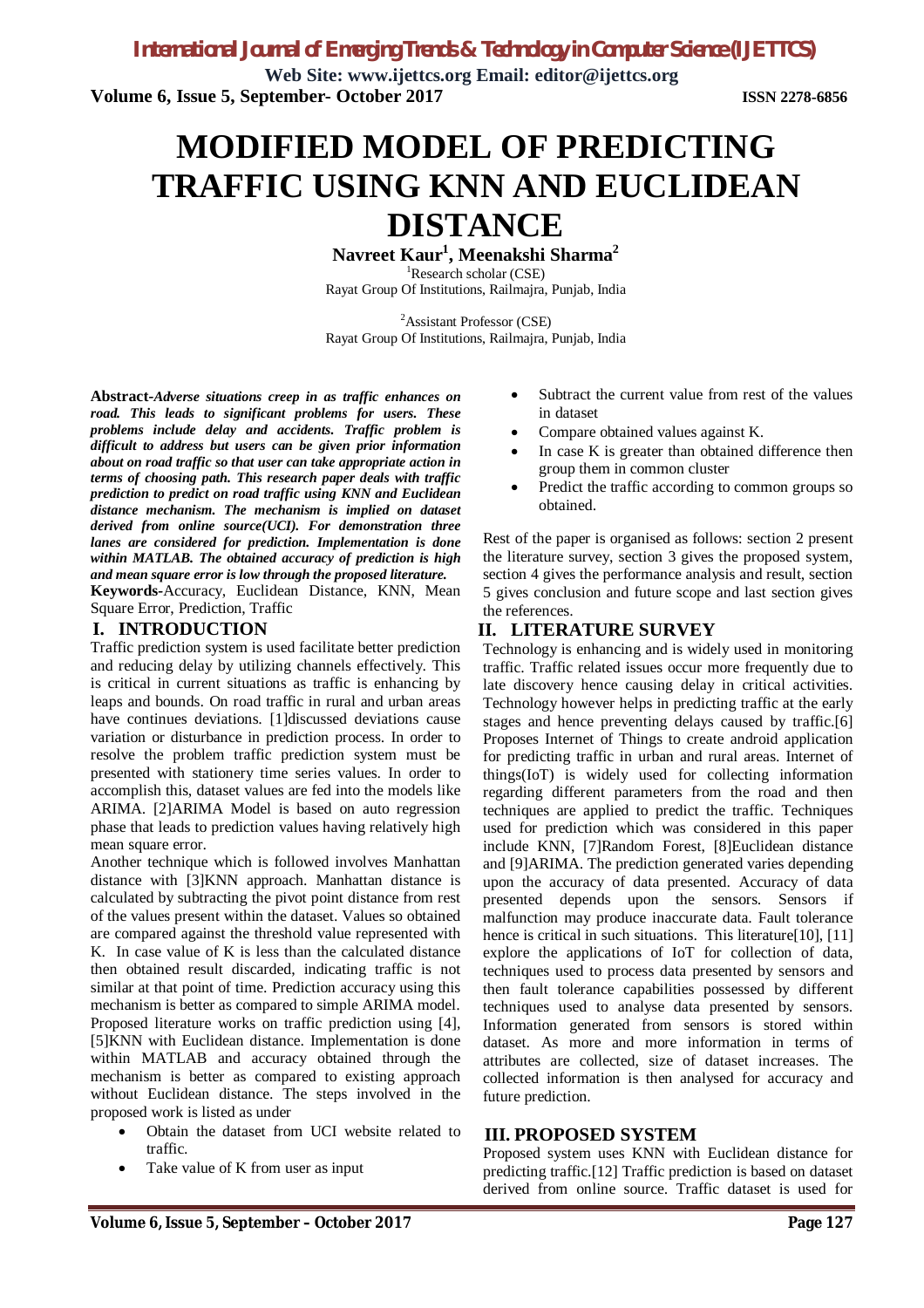# MODIFIED MODEL OF PREDICTING TRAFFIC USING KNN AND EUCLIDEAN DISTANCE

**Navreet Kaur[1], Meenakshi Sharma[2]**

[1]Research scholar (CSE)
Rayat Group Of Institutions, Railmajra, Punjab, India

[2]Assistant Professor (CSE)
Rayat Group Of Institutions, Railmajra, Punjab, India

**Abstract-*Adverse situations creep in as traffic enhances on road. This leads to significant problems for users. These problems include delay and accidents. Traffic problem is difficult to address but users can be given prior information about on road traffic so that user can take appropriate action in terms of choosing path. This research paper deals with traffic prediction to predict on road traffic using KNN and Euclidean distance mechanism. The mechanism is implied on dataset derived from online source(UCI). For demonstration three lanes are considered for prediction. Implementation is done within MATLAB. The obtained accuracy of prediction is high and mean square error is low through the proposed literature.*

**Keywords-**Accuracy, Euclidean Distance, KNN, Mean Square Error, Prediction, Traffic

## I. INTRODUCTION

Traffic prediction system is used facilitate better prediction and reducing delay by utilizing channels effectively. This is critical in current situations as traffic is enhancing by leaps and bounds. On road traffic in rural and urban areas have continues deviations. [1]discussed deviations cause variation or disturbance in prediction process. In order to resolve the problem traffic prediction system must be presented with stationery time series values. In order to accomplish this, dataset values are fed into the models like ARIMA. [2]ARIMA Model is based on auto regression phase that leads to prediction values having relatively high mean square error.

Another technique which is followed involves Manhattan distance with [3]KNN approach. Manhattan distance is calculated by subtracting the pivot point distance from rest of the values present within the dataset. Values so obtained are compared against the threshold value represented with K. In case value of K is less than the calculated distance then obtained result discarded, indicating traffic is not similar at that point of time. Prediction accuracy using this mechanism is better as compared to simple ARIMA model. Proposed literature works on traffic prediction using [4], [5]KNN with Euclidean distance. Implementation is done within MATLAB and accuracy obtained through the mechanism is better as compared to existing approach without Euclidean distance. The steps involved in the proposed work is listed as under

- Obtain the dataset from UCI website related to traffic.
- Take value of K from user as input
- Subtract the current value from rest of the values in dataset
- Compare obtained values against K.
- In case K is greater than obtained difference then group them in common cluster
- Predict the traffic according to common groups so obtained.

Rest of the paper is organised as follows: section 2 present the literature survey, section 3 gives the proposed system, section 4 gives the performance analysis and result, section 5 gives conclusion and future scope and last section gives the references.

## II. LITERATURE SURVEY

Technology is enhancing and is widely used in monitoring traffic. Traffic related issues occur more frequently due to late discovery hence causing delay in critical activities. Technology however helps in predicting traffic at the early stages and hence preventing delays caused by traffic.[6] Proposes Internet of Things to create android application for predicting traffic in urban and rural areas. Internet of things(IoT) is widely used for collecting information regarding different parameters from the road and then techniques are applied to predict the traffic. Techniques used for prediction which was considered in this paper include KNN, [7]Random Forest, [8]Euclidean distance and [9]ARIMA. The prediction generated varies depending upon the accuracy of data presented. Accuracy of data presented depends upon the sensors. Sensors if malfunction may produce inaccurate data. Fault tolerance hence is critical in such situations. This literature[10], [11] explore the applications of IoT for collection of data, techniques used to process data presented by sensors and then fault tolerance capabilities possessed by different techniques used to analyse data presented by sensors. Information generated from sensors is stored within dataset. As more and more information in terms of attributes are collected, size of dataset increases. The collected information is then analysed for accuracy and future prediction.

## III. PROPOSED SYSTEM

Proposed system uses KNN with Euclidean distance for predicting traffic.[12] Traffic prediction is based on dataset derived from online source. Traffic dataset is used for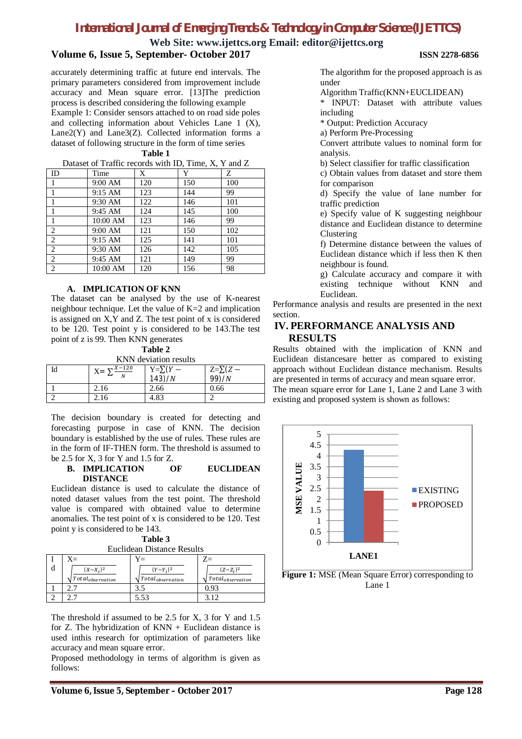accurately determining traffic at future end intervals. The primary parameters considered from improvement include accuracy and Mean square error. [13]The prediction process is described considering the following example

Example 1: Consider sensors attached to on road side poles and collecting information about Vehicles Lane 1 (X), Lane2(Y) and Lane3(Z). Collected information forms a dataset of following structure in the form of time series

**Table 1**

Dataset of Traffic records with ID, Time, X, Y and Z

| ID | Time | X | Y | Z |
|---|---|---|---|---|
| 1 | 9:00 AM | 120 | 150 | 100 |
| 1 | 9:15 AM | 123 | 144 | 99 |
| 1 | 9:30 AM | 122 | 146 | 101 |
| 1 | 9:45 AM | 124 | 145 | 100 |
| 1 | 10:00 AM | 123 | 146 | 99 |
| 2 | 9:00 AM | 121 | 150 | 102 |
| 2 | 9:15 AM | 125 | 141 | 101 |
| 2 | 9:30 AM | 126 | 142 | 105 |
| 2 | 9:45 AM | 121 | 149 | 99 |
| 2 | 10:00 AM | 120 | 156 | 98 |

### A. IMPLICATION OF KNN

The dataset can be analysed by the use of K-nearest neighbour technique. Let the value of K=2 and implication is assigned on X,Y and Z. The test point of x is considered to be 120. Test point y is considered to be 143.The test point of z is 99. Then KNN generates

**Table 2**

KNN deviation results

| Id | $X=\sum\frac{X-120}{N}$ | $Y=\sum(Y-143)/N$ | $Z=\sum(Z-99)/N$ |
|---|---|---|---|
| 1 | 2.16 | 2.66 | 0.66 |
| 2 | 2.16 | 4.83 | 2 |

The decision boundary is created for detecting and forecasting purpose in case of KNN. The decision boundary is established by the use of rules. These rules are in the form of IF-THEN form. The threshold is assumed to be 2.5 for X, 3 for Y and 1.5 for Z.

### B. IMPLICATION OF EUCLIDEAN DISTANCE

Euclidean distance is used to calculate the distance of noted dataset values from the test point. The threshold value is compared with obtained value to determine anomalies. The test point of x is considered to be 120. Test point y is considered to be 143.

**Table 3**

Euclidean Distance Results

| Id | $X=\sqrt{\frac{(X-X_i)^2}{Total_{observation}}}$ | $Y=\sqrt{\frac{(Y-Y_i)^2}{Total_{observation}}}$ | $Z=\sqrt{\frac{(Z-Z_i)^2}{Total_{observation}}}$ |
|---|---|---|---|
| 1 | 2.7 | 3.5 | 0.93 |
| 2 | 2.7 | 5.53 | 3.12 |

The threshold if assumed to be 2.5 for X, 3 for Y and 1.5 for Z. The hybridization of KNN + Euclidean distance is used inthis research for optimization of parameters like accuracy and mean square error.

Proposed methodology in terms of algorithm is given as follows:

The algorithm for the proposed approach is as under

Algorithm Traffic(KNN+EUCLIDEAN)

\* INPUT: Dataset with attribute values including

\* Output: Prediction Accuracy

a) Perform Pre-Processing

Convert attribute values to nominal form for analysis.

b) Select classifier for traffic classification

c) Obtain values from dataset and store them for comparison

d) Specify the value of lane number for traffic prediction

e) Specify value of K suggesting neighbour distance and Euclidean distance to determine Clustering

f) Determine distance between the values of Euclidean distance which if less then K then neighbour is found.

g) Calculate accuracy and compare it with existing technique without KNN and Euclidean.

Performance analysis and results are presented in the next section.

## IV. PERFORMANCE ANALYSIS AND RESULTS

Results obtained with the implication of KNN and Euclidean distancesare better as compared to existing approach without Euclidean distance mechanism. Results are presented in terms of accuracy and mean square error.

The mean square error for Lane 1, Lane 2 and Lane 3 with existing and proposed system is shown as follows:

**Figure 1:** MSE (Mean Square Error) corresponding to Lane 1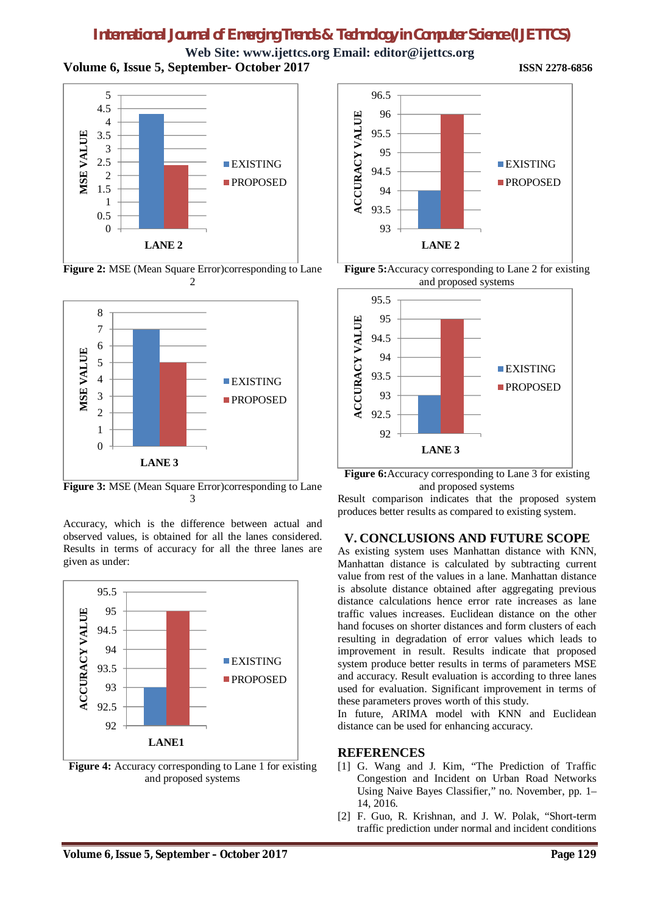Figure 2: MSE (Mean Square Error)corresponding to Lane 2

Figure 3: MSE (Mean Square Error)corresponding to Lane 3

Accuracy, which is the difference between actual and observed values, is obtained for all the lanes considered. Results in terms of accuracy for all the three lanes are given as under:

**Figure 4:** Accuracy corresponding to Lane 1 for existing and proposed systems

**Figure 5:** Accuracy corresponding to Lane 2 for existing and proposed systems

**Figure 6:** Accuracy corresponding to Lane 3 for existing and proposed systems

Result comparison indicates that the proposed system produces better results as compared to existing system.

## V. CONCLUSIONS AND FUTURE SCOPE

As existing system uses Manhattan distance with KNN, Manhattan distance is calculated by subtracting current value from rest of the values in a lane. Manhattan distance is absolute distance obtained after aggregating previous distance calculations hence error rate increases as lane traffic values increases. Euclidean distance on the other hand focuses on shorter distances and form clusters of each resulting in degradation of error values which leads to improvement in result. Results indicate that proposed system produce better results in terms of parameters MSE and accuracy. Result evaluation is according to three lanes used for evaluation. Significant improvement in terms of these parameters proves worth of this study.

In future, ARIMA model with KNN and Euclidean distance can be used for enhancing accuracy.

## REFERENCES

[1] G. Wang and J. Kim, "The Prediction of Traffic Congestion and Incident on Urban Road Networks Using Naive Bayes Classifier," no. November, pp. 1–14, 2016.

[2] F. Guo, R. Krishnan, and J. W. Polak, "Short-term traffic prediction under normal and incident conditions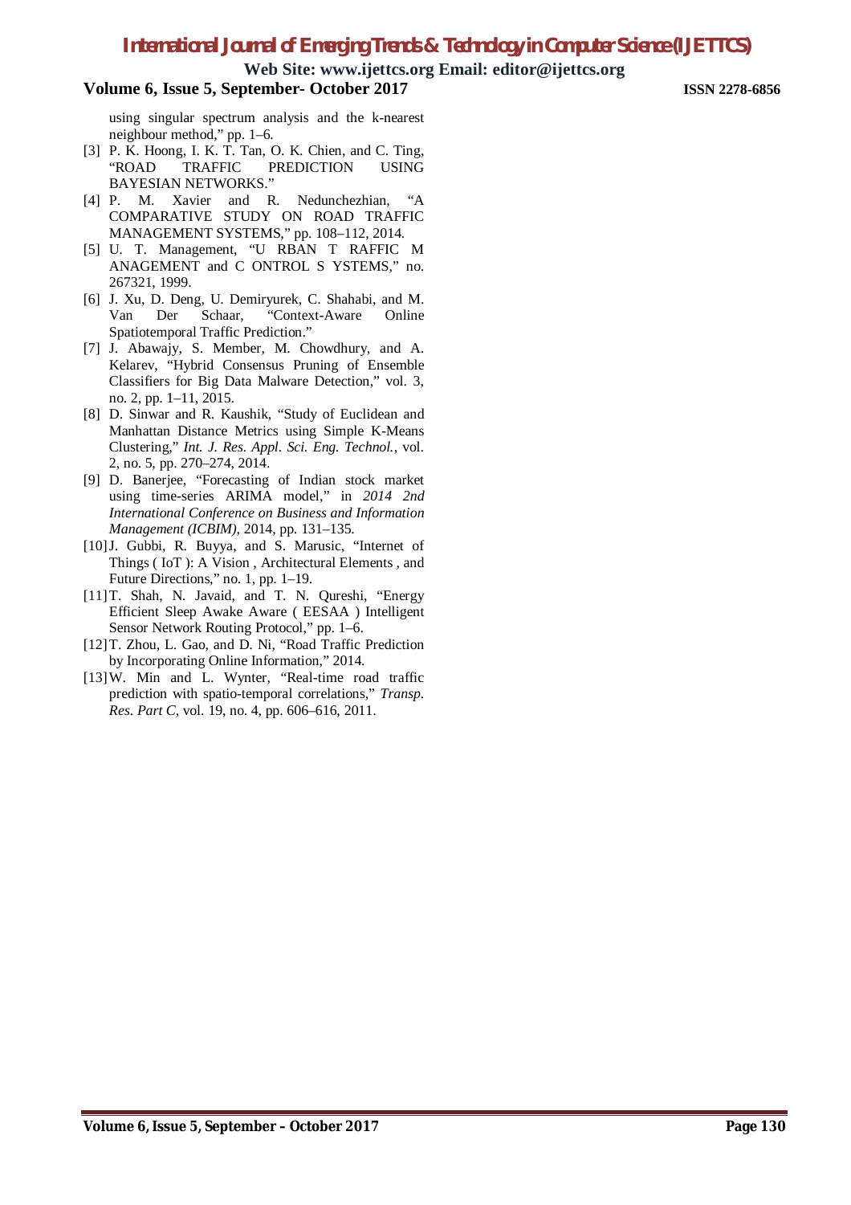using singular spectrum analysis and the k-nearest neighbour method," pp. 1–6.

[3] P. K. Hoong, I. K. T. Tan, O. K. Chien, and C. Ting, "ROAD TRAFFIC PREDICTION USING BAYESIAN NETWORKS."

[4] P. M. Xavier and R. Nedunchezhian, "A COMPARATIVE STUDY ON ROAD TRAFFIC MANAGEMENT SYSTEMS," pp. 108–112, 2014.

[5] U. T. Management, "U RBAN T RAFFIC M ANAGEMENT and C ONTROL S YSTEMS," no. 267321, 1999.

[6] J. Xu, D. Deng, U. Demiryurek, C. Shahabi, and M. Van Der Schaar, "Context-Aware Online Spatiotemporal Traffic Prediction."

[7] J. Abawajy, S. Member, M. Chowdhury, and A. Kelarev, "Hybrid Consensus Pruning of Ensemble Classifiers for Big Data Malware Detection," vol. 3, no. 2, pp. 1–11, 2015.

[8] D. Sinwar and R. Kaushik, "Study of Euclidean and Manhattan Distance Metrics using Simple K-Means Clustering," *Int. J. Res. Appl. Sci. Eng. Technol.*, vol. 2, no. 5, pp. 270–274, 2014.

[9] D. Banerjee, "Forecasting of Indian stock market using time-series ARIMA model," in *2014 2nd International Conference on Business and Information Management (ICBIM)*, 2014, pp. 131–135.

[10] J. Gubbi, R. Buyya, and S. Marusic, "Internet of Things ( IoT ): A Vision , Architectural Elements , and Future Directions," no. 1, pp. 1–19.

[11] T. Shah, N. Javaid, and T. N. Qureshi, "Energy Efficient Sleep Awake Aware ( EESAA ) Intelligent Sensor Network Routing Protocol," pp. 1–6.

[12] T. Zhou, L. Gao, and D. Ni, "Road Traffic Prediction by Incorporating Online Information," 2014.

[13] W. Min and L. Wynter, "Real-time road traffic prediction with spatio-temporal correlations," *Transp. Res. Part C*, vol. 19, no. 4, pp. 606–616, 2011.